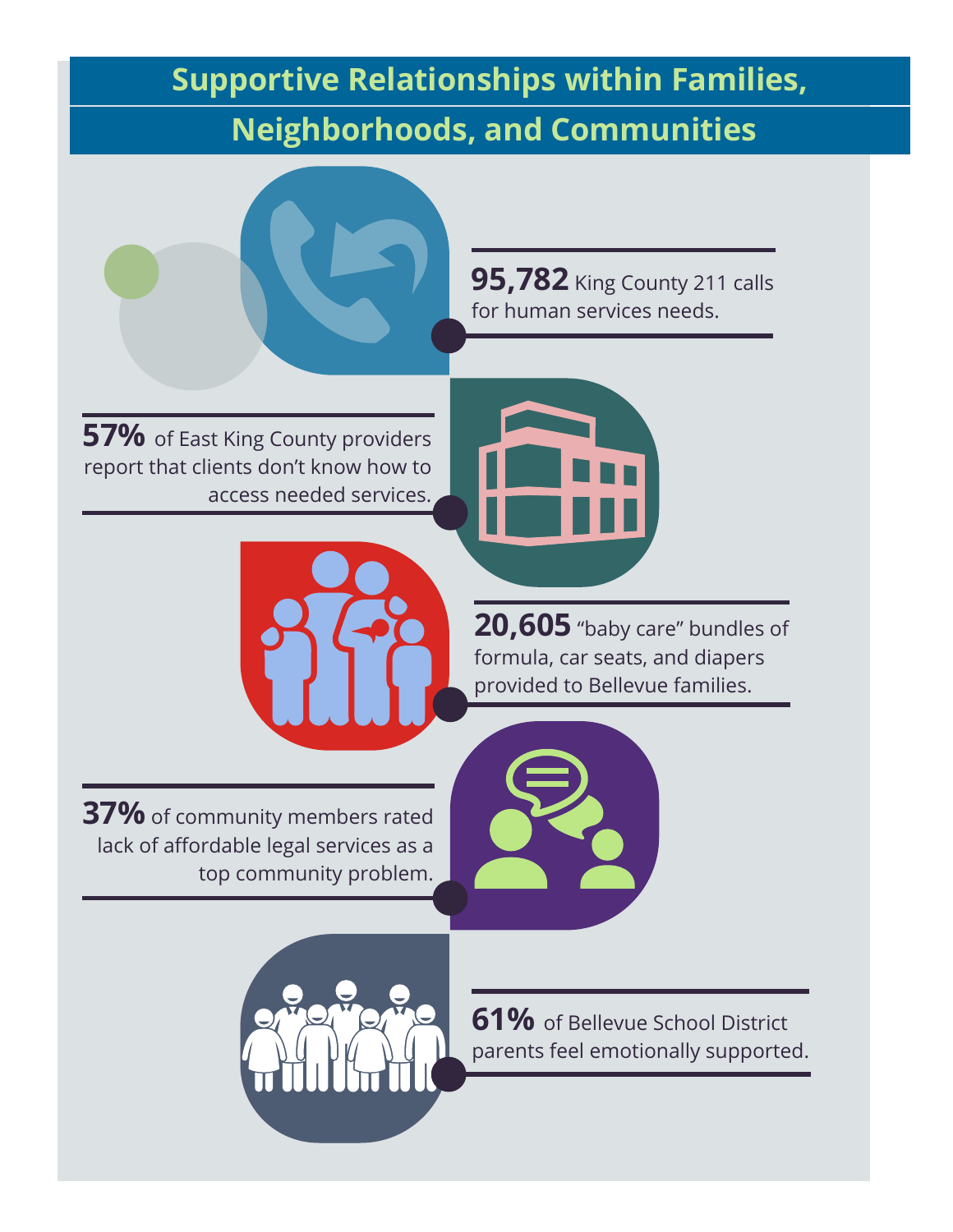# Supportive Relationships within Families, Neighborhoods, and Communities

**95,782** King County 211 calls for human services needs.

**57%** of East King County providers report that clients don't know how to access needed services.

**20,605** "baby care" bundles of formula, car seats, and diapers provided to Bellevue families.

**37%** of community members rated lack of affordable legal services as a top community problem.

**61%** of Bellevue School District parents feel emotionally supported.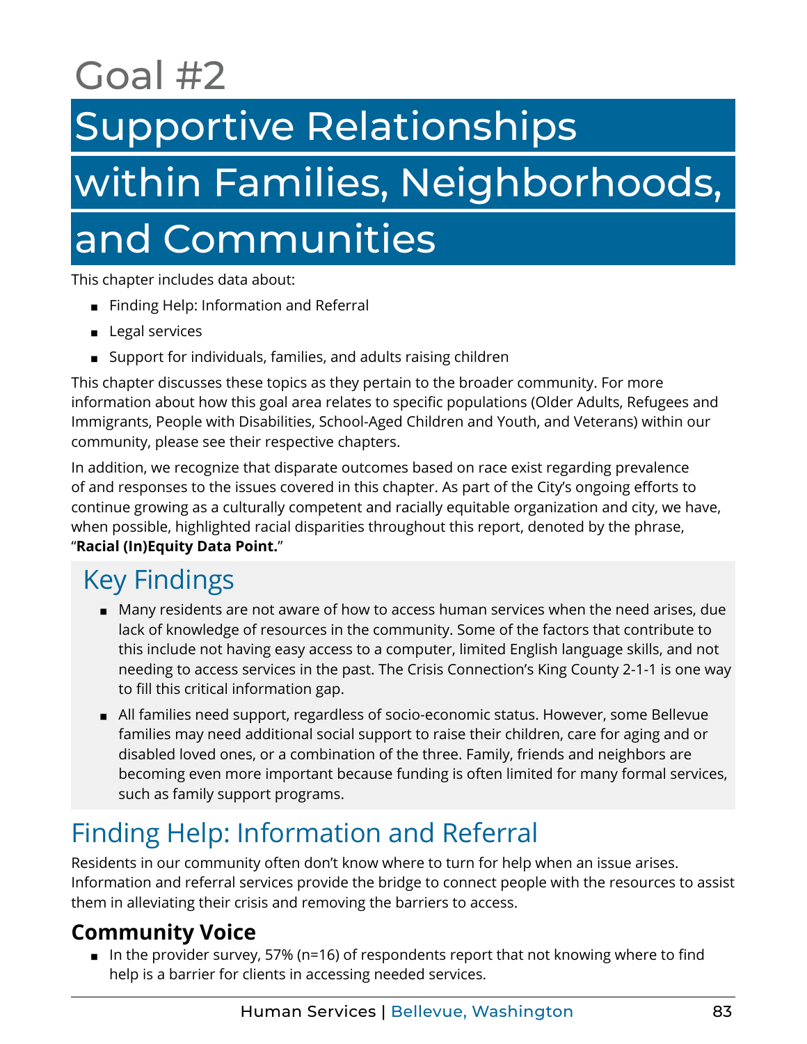# Goal #2

# Supportive Relationships within Families, Neighborhoods, and Communities

This chapter includes data about:

- Finding Help: Information and Referral
- Legal services
- Support for individuals, families, and adults raising children

This chapter discusses these topics as they pertain to the broader community. For more information about how this goal area relates to specific populations (Older Adults, Refugees and Immigrants, People with Disabilities, School-Aged Children and Youth, and Veterans) within our community, please see their respective chapters.

In addition, we recognize that disparate outcomes based on race exist regarding prevalence of and responses to the issues covered in this chapter. As part of the City's ongoing efforts to continue growing as a culturally competent and racially equitable organization and city, we have, when possible, highlighted racial disparities throughout this report, denoted by the phrase, "**Racial (In)Equity Data Point.**"

## Key Findings

- Many residents are not aware of how to access human services when the need arises, due lack of knowledge of resources in the community. Some of the factors that contribute to this include not having easy access to a computer, limited English language skills, and not needing to access services in the past. The Crisis Connection's King County 2-1-1 is one way to fill this critical information gap.
- All families need support, regardless of socio-economic status. However, some Bellevue families may need additional social support to raise their children, care for aging and or disabled loved ones, or a combination of the three. Family, friends and neighbors are becoming even more important because funding is often limited for many formal services, such as family support programs.

## Finding Help: Information and Referral

Residents in our community often don't know where to turn for help when an issue arises. Information and referral services provide the bridge to connect people with the resources to assist them in alleviating their crisis and removing the barriers to access.

### Community Voice

- In the provider survey, 57% (n=16) of respondents report that not knowing where to find help is a barrier for clients in accessing needed services.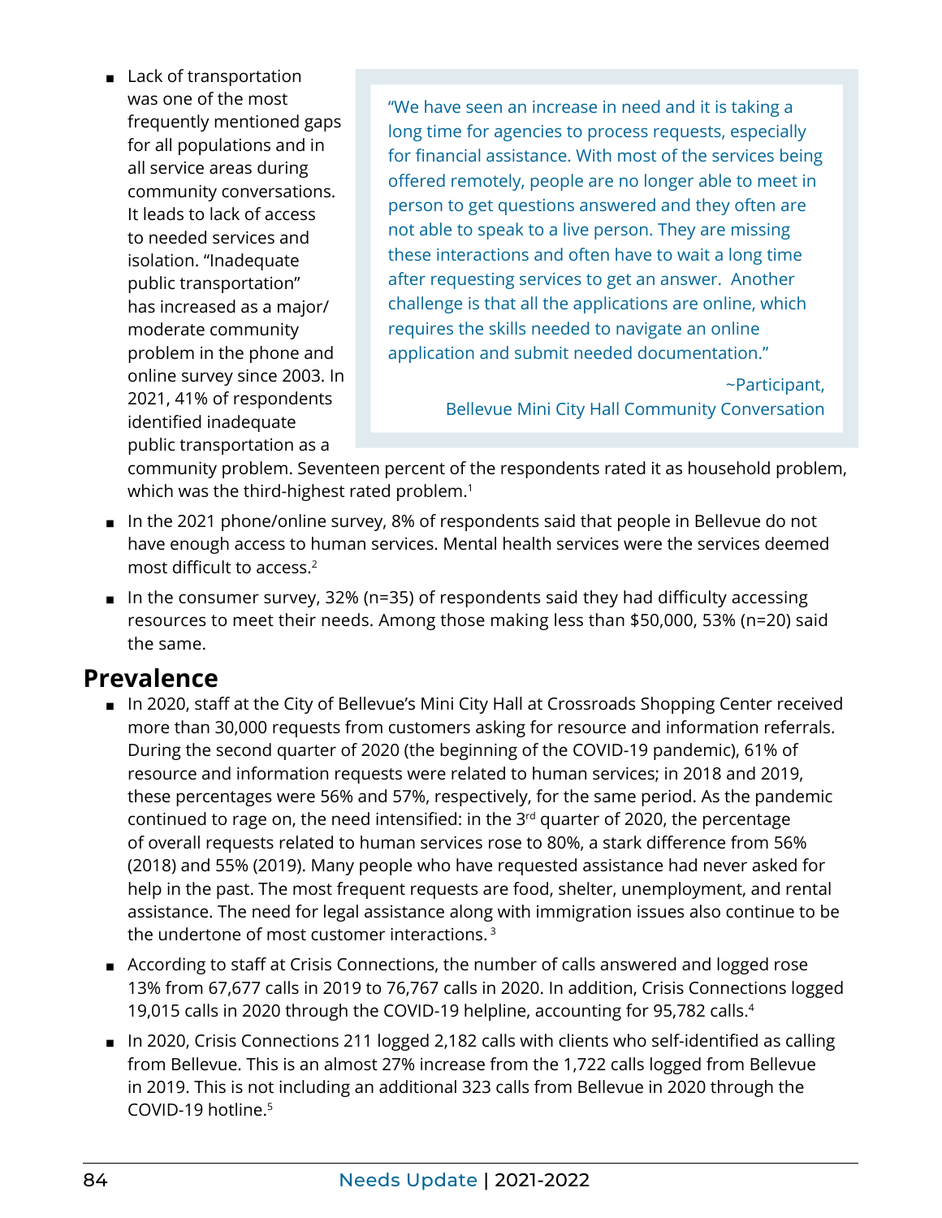- Lack of transportation was one of the most frequently mentioned gaps for all populations and in all service areas during community conversations. It leads to lack of access to needed services and isolation. "Inadequate public transportation" has increased as a major/ moderate community problem in the phone and online survey since 2003. In 2021, 41% of respondents identified inadequate public transportation as a community problem. Seventeen percent of the respondents rated it as household problem, which was the third-highest rated problem.[1]

> "We have seen an increase in need and it is taking a long time for agencies to process requests, especially for financial assistance. With most of the services being offered remotely, people are no longer able to meet in person to get questions answered and they often are not able to speak to a live person. They are missing these interactions and often have to wait a long time after requesting services to get an answer. Another challenge is that all the applications are online, which requires the skills needed to navigate an online application and submit needed documentation."
>
> ~Participant, Bellevue Mini City Hall Community Conversation

- In the 2021 phone/online survey, 8% of respondents said that people in Bellevue do not have enough access to human services. Mental health services were the services deemed most difficult to access.[2]
- In the consumer survey, 32% (n=35) of respondents said they had difficulty accessing resources to meet their needs. Among those making less than $50,000, 53% (n=20) said the same.

## Prevalence

- In 2020, staff at the City of Bellevue's Mini City Hall at Crossroads Shopping Center received more than 30,000 requests from customers asking for resource and information referrals. During the second quarter of 2020 (the beginning of the COVID-19 pandemic), 61% of resource and information requests were related to human services; in 2018 and 2019, these percentages were 56% and 57%, respectively, for the same period. As the pandemic continued to rage on, the need intensified: in the 3rd quarter of 2020, the percentage of overall requests related to human services rose to 80%, a stark difference from 56% (2018) and 55% (2019). Many people who have requested assistance had never asked for help in the past. The most frequent requests are food, shelter, unemployment, and rental assistance. The need for legal assistance along with immigration issues also continue to be the undertone of most customer interactions.[3]
- According to staff at Crisis Connections, the number of calls answered and logged rose 13% from 67,677 calls in 2019 to 76,767 calls in 2020. In addition, Crisis Connections logged 19,015 calls in 2020 through the COVID-19 helpline, accounting for 95,782 calls.[4]
- In 2020, Crisis Connections 211 logged 2,182 calls with clients who self-identified as calling from Bellevue. This is an almost 27% increase from the 1,722 calls logged from Bellevue in 2019. This is not including an additional 323 calls from Bellevue in 2020 through the COVID-19 hotline.[5]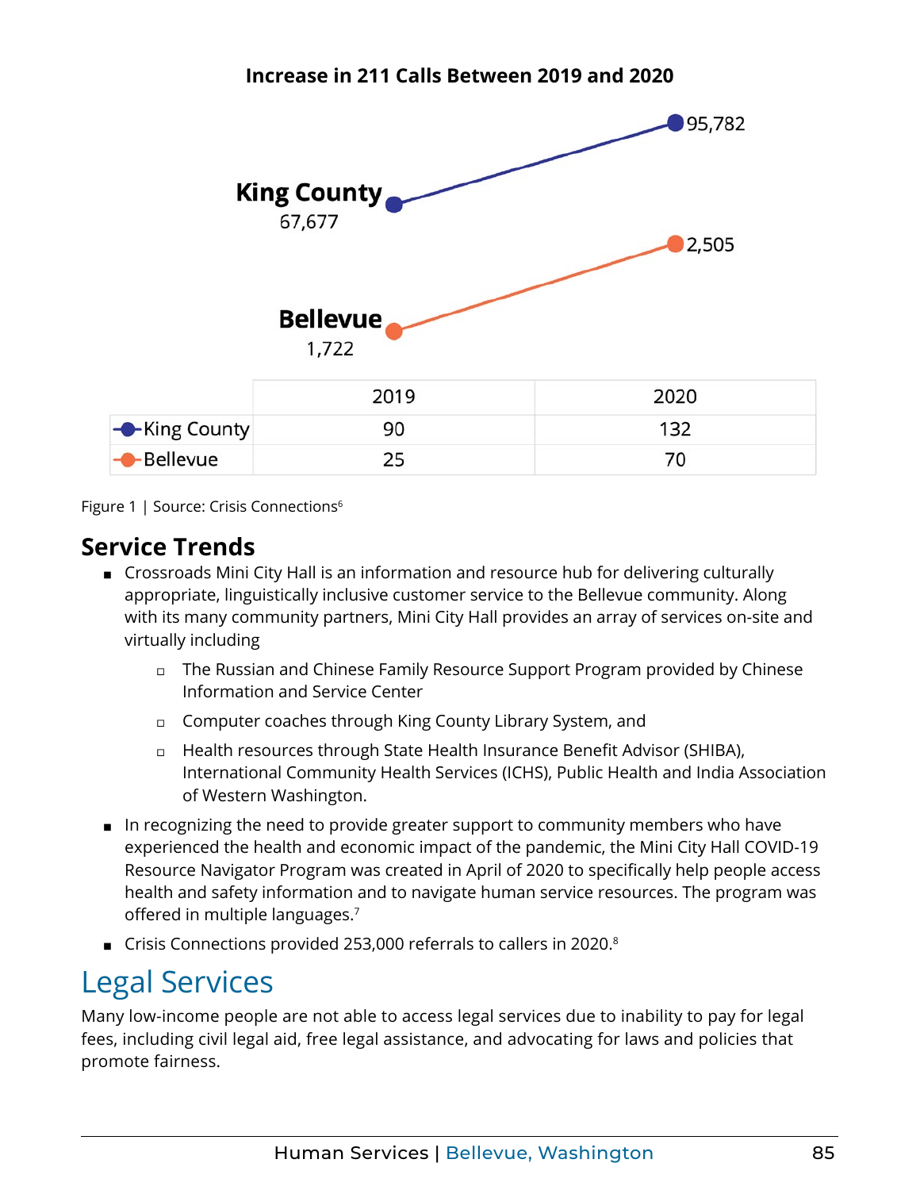**Increase in 211 Calls Between 2019 and 2020**

King County: 67,677 (2019) → 95,782 (2020)

Bellevue: 1,722 (2019) → 2,505 (2020)

| | 2019 | 2020 |
|---|---|---|
| King County | 90 | 132 |
| Bellevue | 25 | 70 |

Figure 1 | Source: Crisis Connections[6]

## Service Trends

- Crossroads Mini City Hall is an information and resource hub for delivering culturally appropriate, linguistically inclusive customer service to the Bellevue community. Along with its many community partners, Mini City Hall provides an array of services on-site and virtually including
  - The Russian and Chinese Family Resource Support Program provided by Chinese Information and Service Center
  - Computer coaches through King County Library System, and
  - Health resources through State Health Insurance Benefit Advisor (SHIBA), International Community Health Services (ICHS), Public Health and India Association of Western Washington.
- In recognizing the need to provide greater support to community members who have experienced the health and economic impact of the pandemic, the Mini City Hall COVID-19 Resource Navigator Program was created in April of 2020 to specifically help people access health and safety information and to navigate human service resources. The program was offered in multiple languages.[7]
- Crisis Connections provided 253,000 referrals to callers in 2020.[8]

# Legal Services

Many low-income people are not able to access legal services due to inability to pay for legal fees, including civil legal aid, free legal assistance, and advocating for laws and policies that promote fairness.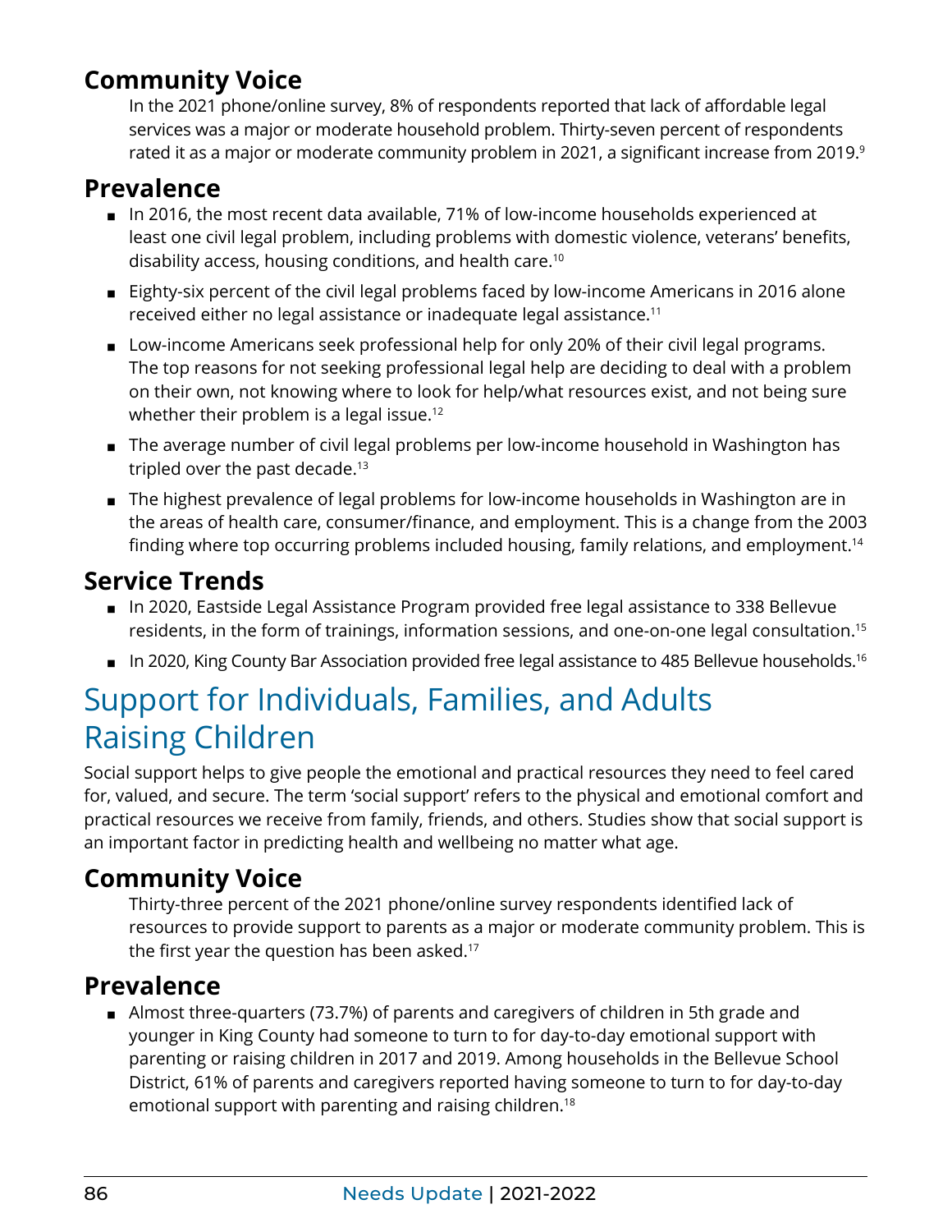### Community Voice

In the 2021 phone/online survey, 8% of respondents reported that lack of affordable legal services was a major or moderate household problem. Thirty-seven percent of respondents rated it as a major or moderate community problem in 2021, a significant increase from 2019.[9]

### Prevalence

- In 2016, the most recent data available, 71% of low-income households experienced at least one civil legal problem, including problems with domestic violence, veterans' benefits, disability access, housing conditions, and health care.[10]
- Eighty-six percent of the civil legal problems faced by low-income Americans in 2016 alone received either no legal assistance or inadequate legal assistance.[11]
- Low-income Americans seek professional help for only 20% of their civil legal programs. The top reasons for not seeking professional legal help are deciding to deal with a problem on their own, not knowing where to look for help/what resources exist, and not being sure whether their problem is a legal issue.[12]
- The average number of civil legal problems per low-income household in Washington has tripled over the past decade.[13]
- The highest prevalence of legal problems for low-income households in Washington are in the areas of health care, consumer/finance, and employment. This is a change from the 2003 finding where top occurring problems included housing, family relations, and employment.[14]

### Service Trends

- In 2020, Eastside Legal Assistance Program provided free legal assistance to 338 Bellevue residents, in the form of trainings, information sessions, and one-on-one legal consultation.[15]
- In 2020, King County Bar Association provided free legal assistance to 485 Bellevue households.[16]

## Support for Individuals, Families, and Adults Raising Children

Social support helps to give people the emotional and practical resources they need to feel cared for, valued, and secure. The term 'social support' refers to the physical and emotional comfort and practical resources we receive from family, friends, and others. Studies show that social support is an important factor in predicting health and wellbeing no matter what age.

### Community Voice

Thirty-three percent of the 2021 phone/online survey respondents identified lack of resources to provide support to parents as a major or moderate community problem. This is the first year the question has been asked.[17]

### Prevalence

- Almost three-quarters (73.7%) of parents and caregivers of children in 5th grade and younger in King County had someone to turn to for day-to-day emotional support with parenting or raising children in 2017 and 2019. Among households in the Bellevue School District, 61% of parents and caregivers reported having someone to turn to for day-to-day emotional support with parenting and raising children.[18]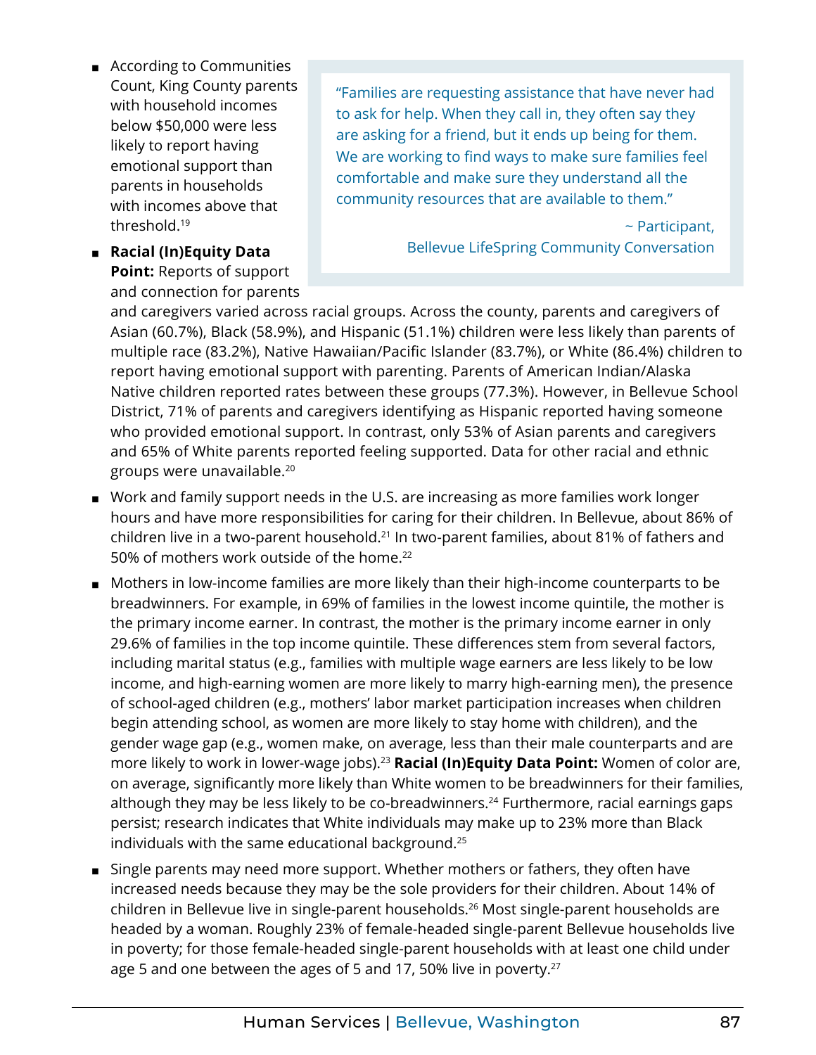- According to Communities Count, King County parents with household incomes below $50,000 were less likely to report having emotional support than parents in households with incomes above that threshold.[19]

> "Families are requesting assistance that have never had to ask for help. When they call in, they often say they are asking for a friend, but it ends up being for them. We are working to find ways to make sure families feel comfortable and make sure they understand all the community resources that are available to them."
>
> ~ Participant, Bellevue LifeSpring Community Conversation

- **Racial (In)Equity Data Point:** Reports of support and connection for parents and caregivers varied across racial groups. Across the county, parents and caregivers of Asian (60.7%), Black (58.9%), and Hispanic (51.1%) children were less likely than parents of multiple race (83.2%), Native Hawaiian/Pacific Islander (83.7%), or White (86.4%) children to report having emotional support with parenting. Parents of American Indian/Alaska Native children reported rates between these groups (77.3%). However, in Bellevue School District, 71% of parents and caregivers identifying as Hispanic reported having someone who provided emotional support. In contrast, only 53% of Asian parents and caregivers and 65% of White parents reported feeling supported. Data for other racial and ethnic groups were unavailable.[20]
- Work and family support needs in the U.S. are increasing as more families work longer hours and have more responsibilities for caring for their children. In Bellevue, about 86% of children live in a two-parent household.[21] In two-parent families, about 81% of fathers and 50% of mothers work outside of the home.[22]
- Mothers in low-income families are more likely than their high-income counterparts to be breadwinners. For example, in 69% of families in the lowest income quintile, the mother is the primary income earner. In contrast, the mother is the primary income earner in only 29.6% of families in the top income quintile. These differences stem from several factors, including marital status (e.g., families with multiple wage earners are less likely to be low income, and high-earning women are more likely to marry high-earning men), the presence of school-aged children (e.g., mothers' labor market participation increases when children begin attending school, as women are more likely to stay home with children), and the gender wage gap (e.g., women make, on average, less than their male counterparts and are more likely to work in lower-wage jobs).[23] **Racial (In)Equity Data Point:** Women of color are, on average, significantly more likely than White women to be breadwinners for their families, although they may be less likely to be co-breadwinners.[24] Furthermore, racial earnings gaps persist; research indicates that White individuals may make up to 23% more than Black individuals with the same educational background.[25]
- Single parents may need more support. Whether mothers or fathers, they often have increased needs because they may be the sole providers for their children. About 14% of children in Bellevue live in single-parent households.[26] Most single-parent households are headed by a woman. Roughly 23% of female-headed single-parent Bellevue households live in poverty; for those female-headed single-parent households with at least one child under age 5 and one between the ages of 5 and 17, 50% live in poverty.[27]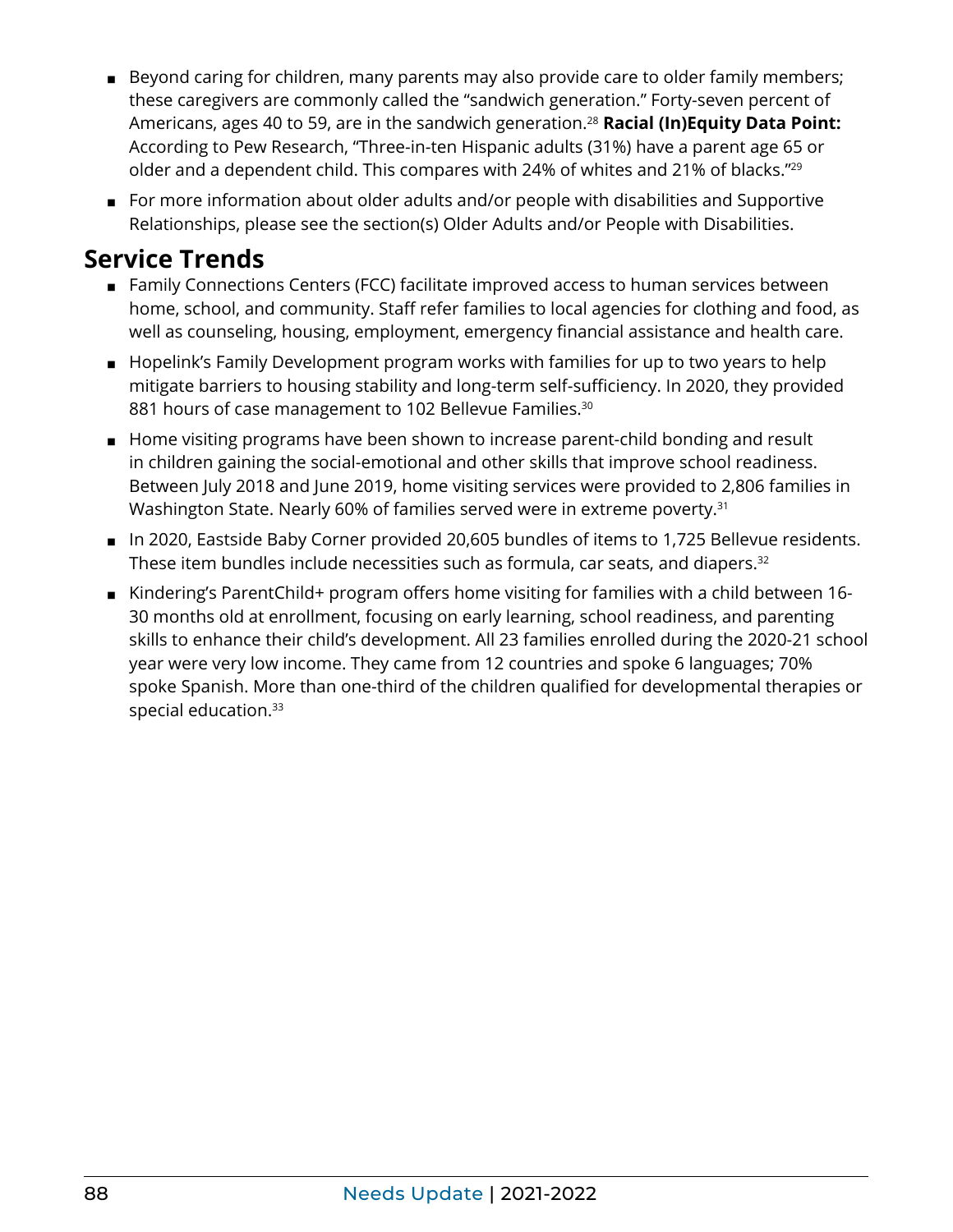- Beyond caring for children, many parents may also provide care to older family members; these caregivers are commonly called the "sandwich generation." Forty-seven percent of Americans, ages 40 to 59, are in the sandwich generation.[28] **Racial (In)Equity Data Point:** According to Pew Research, "Three-in-ten Hispanic adults (31%) have a parent age 65 or older and a dependent child. This compares with 24% of whites and 21% of blacks."[29]
- For more information about older adults and/or people with disabilities and Supportive Relationships, please see the section(s) Older Adults and/or People with Disabilities.

## Service Trends

- Family Connections Centers (FCC) facilitate improved access to human services between home, school, and community. Staff refer families to local agencies for clothing and food, as well as counseling, housing, employment, emergency financial assistance and health care.
- Hopelink's Family Development program works with families for up to two years to help mitigate barriers to housing stability and long-term self-sufficiency. In 2020, they provided 881 hours of case management to 102 Bellevue Families.[30]
- Home visiting programs have been shown to increase parent-child bonding and result in children gaining the social-emotional and other skills that improve school readiness. Between July 2018 and June 2019, home visiting services were provided to 2,806 families in Washington State. Nearly 60% of families served were in extreme poverty.[31]
- In 2020, Eastside Baby Corner provided 20,605 bundles of items to 1,725 Bellevue residents. These item bundles include necessities such as formula, car seats, and diapers.[32]
- Kindering's ParentChild+ program offers home visiting for families with a child between 16-30 months old at enrollment, focusing on early learning, school readiness, and parenting skills to enhance their child's development. All 23 families enrolled during the 2020-21 school year were very low income. They came from 12 countries and spoke 6 languages; 70% spoke Spanish. More than one-third of the children qualified for developmental therapies or special education.[33]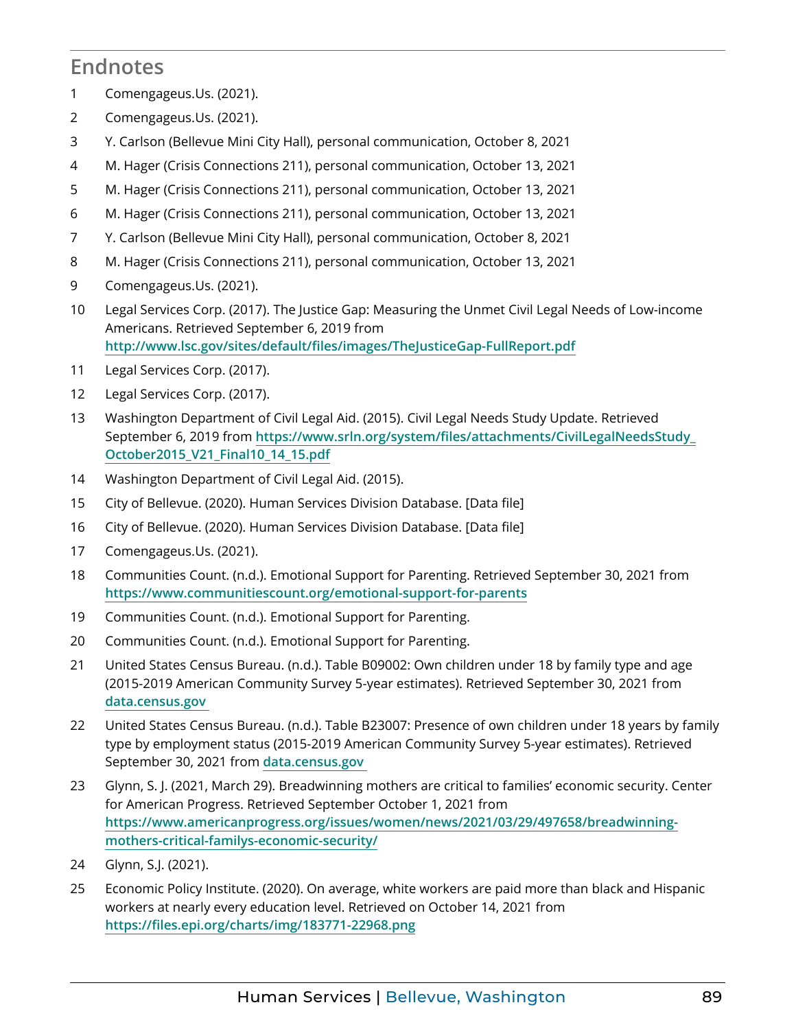## Endnotes

1. Comengageus.Us. (2021).
2. Comengageus.Us. (2021).
3. Y. Carlson (Bellevue Mini City Hall), personal communication, October 8, 2021
4. M. Hager (Crisis Connections 211), personal communication, October 13, 2021
5. M. Hager (Crisis Connections 211), personal communication, October 13, 2021
6. M. Hager (Crisis Connections 211), personal communication, October 13, 2021
7. Y. Carlson (Bellevue Mini City Hall), personal communication, October 8, 2021
8. M. Hager (Crisis Connections 211), personal communication, October 13, 2021
9. Comengageus.Us. (2021).
10. Legal Services Corp. (2017). The Justice Gap: Measuring the Unmet Civil Legal Needs of Low-income Americans. Retrieved September 6, 2019 from **http://www.lsc.gov/sites/default/files/images/TheJusticeGap-FullReport.pdf**
11. Legal Services Corp. (2017).
12. Legal Services Corp. (2017).
13. Washington Department of Civil Legal Aid. (2015). Civil Legal Needs Study Update. Retrieved September 6, 2019 from **https://www.srln.org/system/files/attachments/CivilLegalNeedsStudy_October2015_V21_Final10_14_15.pdf**
14. Washington Department of Civil Legal Aid. (2015).
15. City of Bellevue. (2020). Human Services Division Database. [Data file]
16. City of Bellevue. (2020). Human Services Division Database. [Data file]
17. Comengageus.Us. (2021).
18. Communities Count. (n.d.). Emotional Support for Parenting. Retrieved September 30, 2021 from **https://www.communitiescount.org/emotional-support-for-parents**
19. Communities Count. (n.d.). Emotional Support for Parenting.
20. Communities Count. (n.d.). Emotional Support for Parenting.
21. United States Census Bureau. (n.d.). Table B09002: Own children under 18 by family type and age (2015-2019 American Community Survey 5-year estimates). Retrieved September 30, 2021 from **data.census.gov**
22. United States Census Bureau. (n.d.). Table B23007: Presence of own children under 18 years by family type by employment status (2015-2019 American Community Survey 5-year estimates). Retrieved September 30, 2021 from **data.census.gov**
23. Glynn, S. J. (2021, March 29). Breadwinning mothers are critical to families' economic security. Center for American Progress. Retrieved September October 1, 2021 from **https://www.americanprogress.org/issues/women/news/2021/03/29/497658/breadwinning-mothers-critical-familys-economic-security/**
24. Glynn, S.J. (2021).
25. Economic Policy Institute. (2020). On average, white workers are paid more than black and Hispanic workers at nearly every education level. Retrieved on October 14, 2021 from **https://files.epi.org/charts/img/183771-22968.png**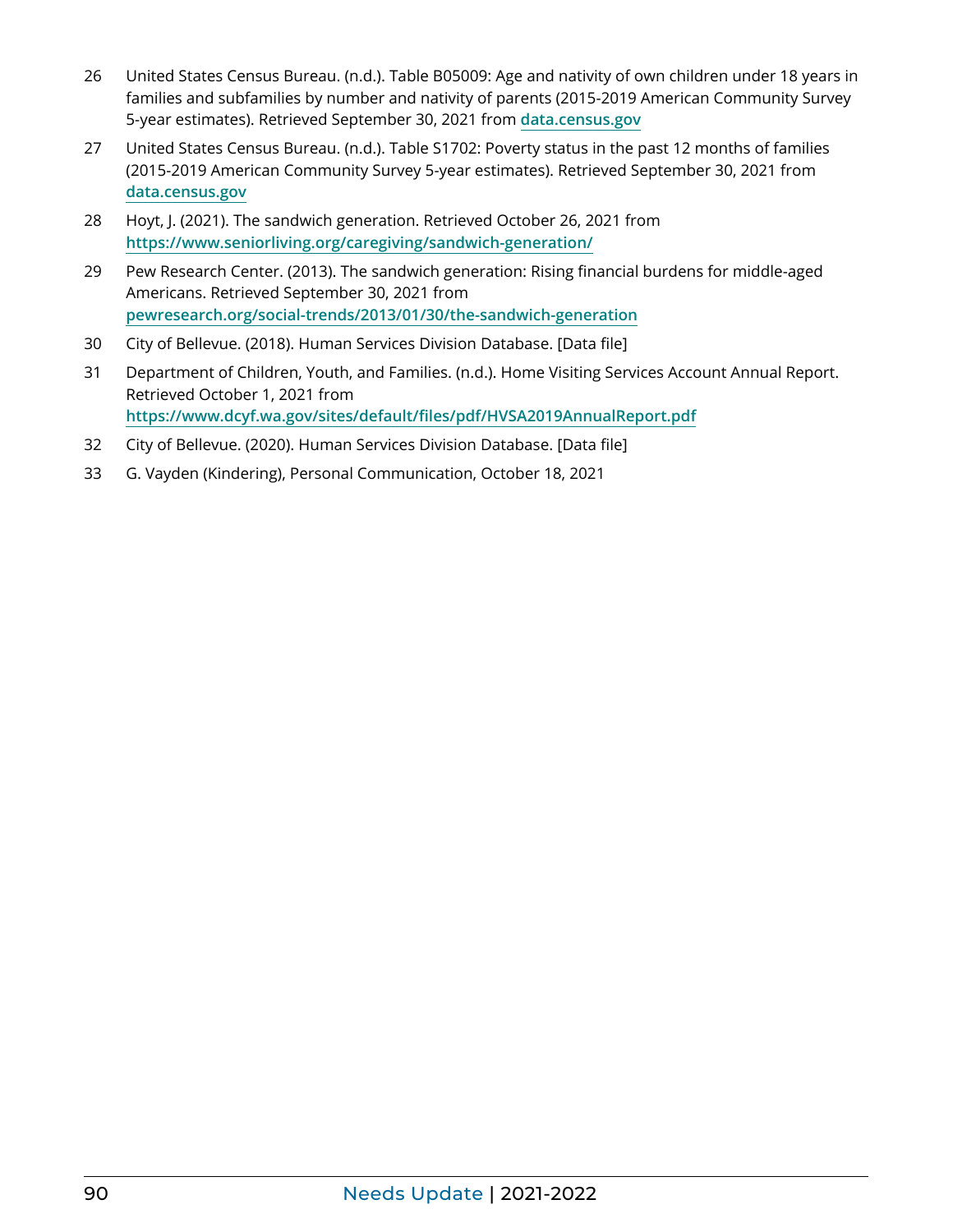26 United States Census Bureau. (n.d.). Table B05009: Age and nativity of own children under 18 years in families and subfamilies by number and nativity of parents (2015-2019 American Community Survey 5-year estimates). Retrieved September 30, 2021 from **data.census.gov**

27 United States Census Bureau. (n.d.). Table S1702: Poverty status in the past 12 months of families (2015-2019 American Community Survey 5-year estimates). Retrieved September 30, 2021 from **data.census.gov**

28 Hoyt, J. (2021). The sandwich generation. Retrieved October 26, 2021 from **https://www.seniorliving.org/caregiving/sandwich-generation/**

29 Pew Research Center. (2013). The sandwich generation: Rising financial burdens for middle-aged Americans. Retrieved September 30, 2021 from **pewresearch.org/social-trends/2013/01/30/the-sandwich-generation**

30 City of Bellevue. (2018). Human Services Division Database. [Data file]

31 Department of Children, Youth, and Families. (n.d.). Home Visiting Services Account Annual Report. Retrieved October 1, 2021 from **https://www.dcyf.wa.gov/sites/default/files/pdf/HVSA2019AnnualReport.pdf**

32 City of Bellevue. (2020). Human Services Division Database. [Data file]

33 G. Vayden (Kindering), Personal Communication, October 18, 2021